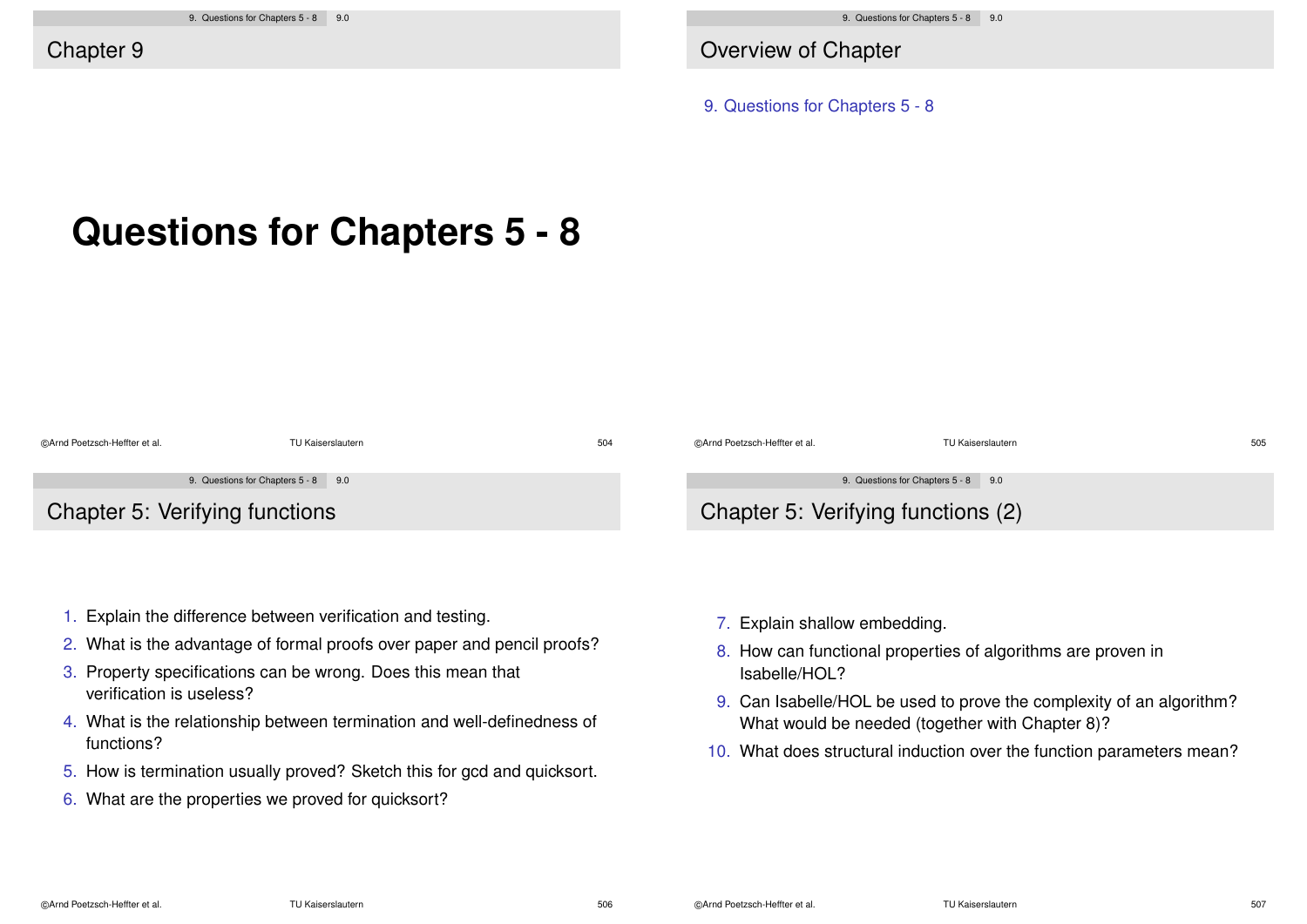## Chapter 9

# Questions for Chapters 5 - 8

## Overview of Chapter

9. Questions for Chapters 5 - 8

## Chapter 5: Verifying functions

1. Explain the difference between verification and testing.
2. What is the advantage of formal proofs over paper and pencil proofs?
3. Property specifications can be wrong. Does this mean that verification is useless?
4. What is the relationship between termination and well-definedness of functions?
5. How is termination usually proved? Sketch this for gcd and quicksort.
6. What are the properties we proved for quicksort?

## Chapter 5: Verifying functions (2)

7. Explain shallow embedding.
8. How can functional properties of algorithms are proven in Isabelle/HOL?
9. Can Isabelle/HOL be used to prove the complexity of an algorithm? What would be needed (together with Chapter 8)?
10. What does structural induction over the function parameters mean?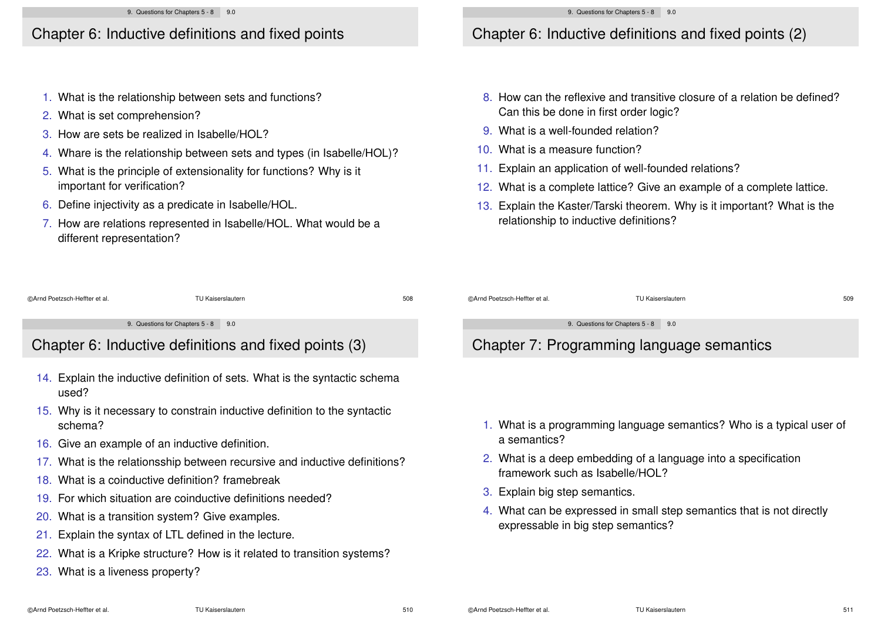## Chapter 6: Inductive definitions and fixed points

1. What is the relationship between sets and functions?
2. What is set comprehension?
3. How are sets be realized in Isabelle/HOL?
4. Whare is the relationship between sets and types (in Isabelle/HOL)?
5. What is the principle of extensionality for functions? Why is it important for verification?
6. Define injectivity as a predicate in Isabelle/HOL.
7. How are relations represented in Isabelle/HOL. What would be a different representation?

## Chapter 6: Inductive definitions and fixed points (2)

8. How can the reflexive and transitive closure of a relation be defined? Can this be done in first order logic?
9. What is a well-founded relation?
10. What is a measure function?
11. Explain an application of well-founded relations?
12. What is a complete lattice? Give an example of a complete lattice.
13. Explain the Kaster/Tarski theorem. Why is it important? What is the relationship to inductive definitions?

## Chapter 6: Inductive definitions and fixed points (3)

14. Explain the inductive definition of sets. What is the syntactic schema used?
15. Why is it necessary to constrain inductive definition to the syntactic schema?
16. Give an example of an inductive definition.
17. What is the relationsship between recursive and inductive definitions?
18. What is a coinductive definition? framebreak
19. For which situation are coinductive definitions needed?
20. What is a transition system? Give examples.
21. Explain the syntax of LTL defined in the lecture.
22. What is a Kripke structure? How is it related to transition systems?
23. What is a liveness property?

## Chapter 7: Programming language semantics

1. What is a programming language semantics? Who is a typical user of a semantics?
2. What is a deep embedding of a language into a specification framework such as Isabelle/HOL?
3. Explain big step semantics.
4. What can be expressed in small step semantics that is not directly expressable in big step semantics?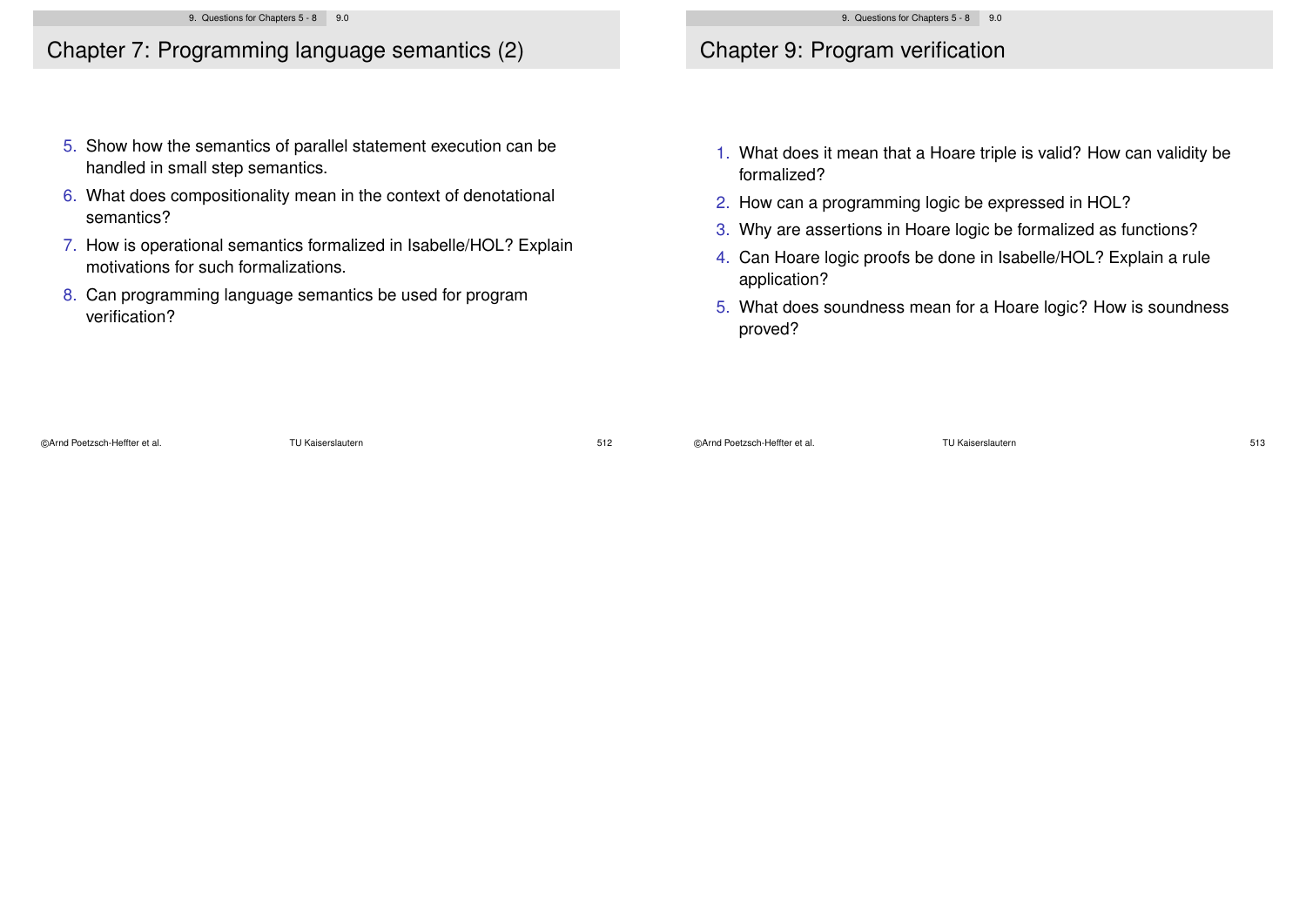## Chapter 7: Programming language semantics (2)

5. Show how the semantics of parallel statement execution can be handled in small step semantics.
6. What does compositionality mean in the context of denotational semantics?
7. How is operational semantics formalized in Isabelle/HOL? Explain motivations for such formalizations.
8. Can programming language semantics be used for program verification?

## Chapter 9: Program verification

1. What does it mean that a Hoare triple is valid? How can validity be formalized?
2. How can a programming logic be expressed in HOL?
3. Why are assertions in Hoare logic be formalized as functions?
4. Can Hoare logic proofs be done in Isabelle/HOL? Explain a rule application?
5. What does soundness mean for a Hoare logic? How is soundness proved?